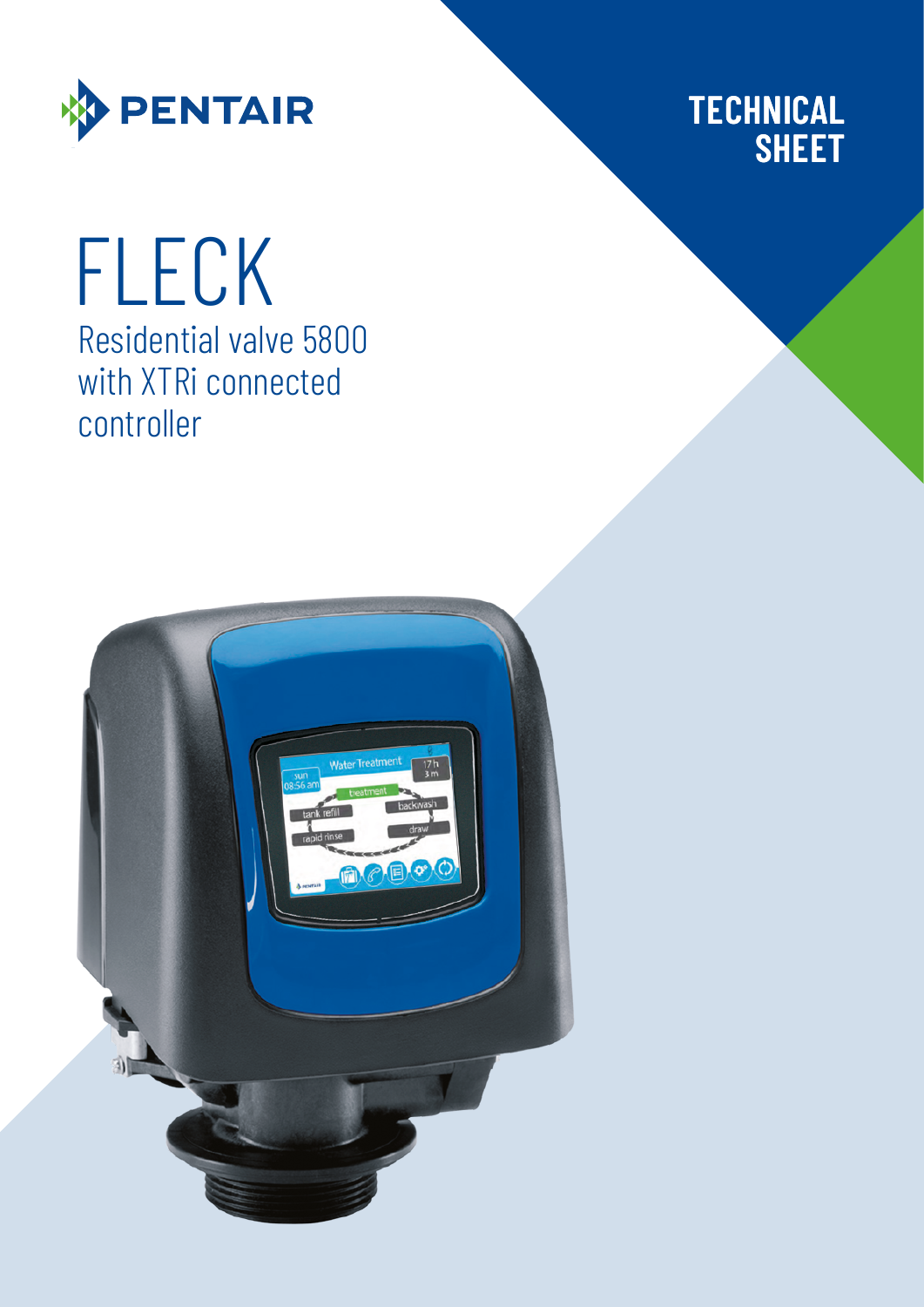PENTAIR

**TECHNICAL SHEET**

# FLECK

Residential valve 5800 with XTRi connected controller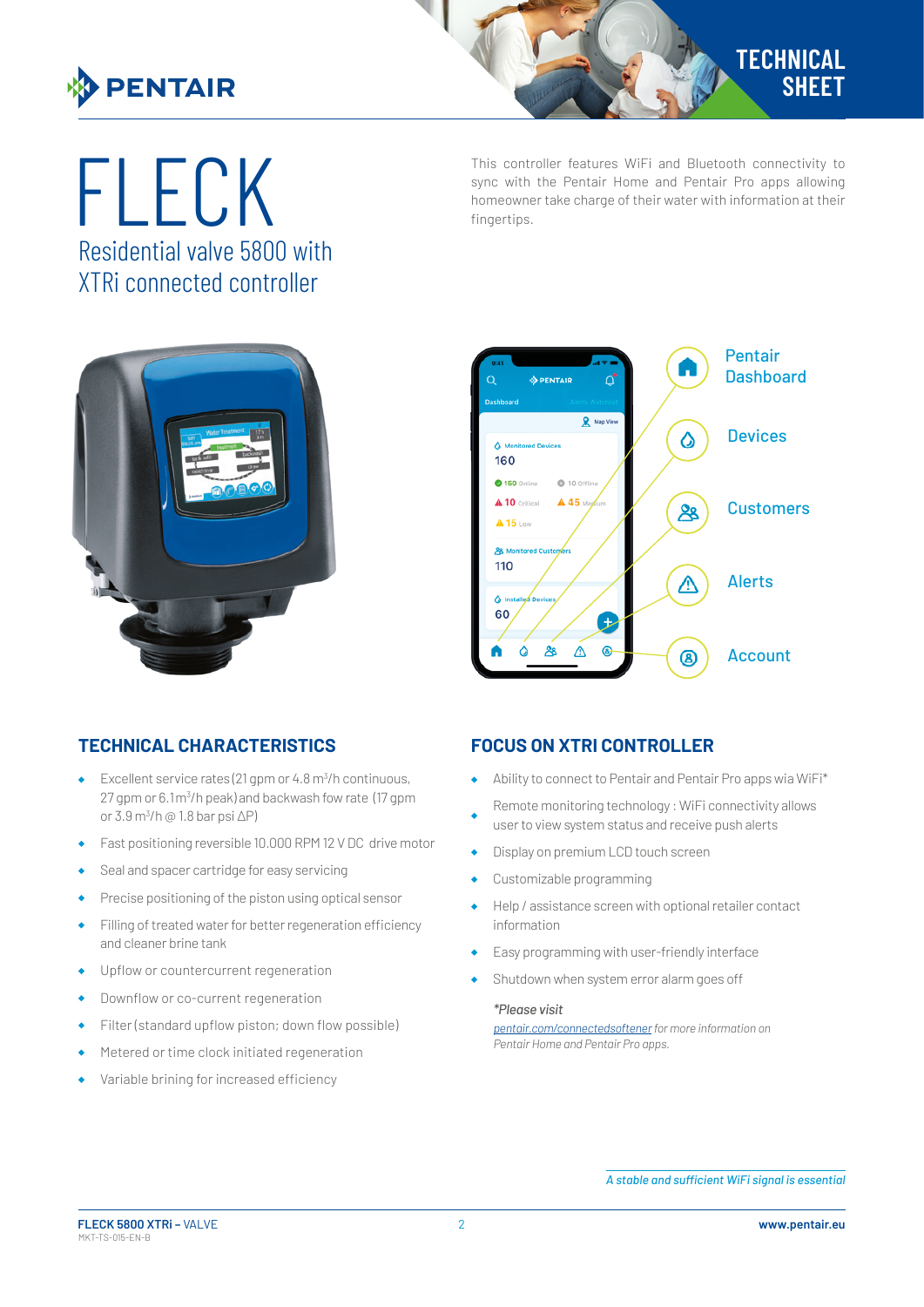# FLECK

## Residential valve 5800 with XTRi connected controller

This controller features WiFi and Bluetooth connectivity to sync with the Pentair Home and Pentair Pro apps allowing homeowner take charge of their water with information at their fingertips.

Pentair Dashboard

Devices

Customers

Alerts

Account

## TECHNICAL CHARACTERISTICS

- Excellent service rates (21 gpm or 4.8 $m^3$/h continuous, 27 gpm or 6.1 $m^3$/h peak) and backwash fow rate (17 gpm or 3.9 $m^3$/h @ 1.8 bar psi ΔP)
- Fast positioning reversible 10.000 RPM 12 V DC drive motor
- Seal and spacer cartridge for easy servicing
- Precise positioning of the piston using optical sensor
- Filling of treated water for better regeneration efficiency and cleaner brine tank
- Upflow or countercurrent regeneration
- Downflow or co-current regeneration
- Filter (standard upflow piston; down flow possible)
- Metered or time clock initiated regeneration
- Variable brining for increased efficiency

## FOCUS ON XTRI CONTROLLER

- Ability to connect to Pentair and Pentair Pro apps wia WiFi*
- Remote monitoring technology : WiFi connectivity allows user to view system status and receive push alerts
- Display on premium LCD touch screen
- Customizable programming
- Help / assistance screen with optional retailer contact information
- Easy programming with user-friendly interface
- Shutdown when system error alarm goes off

*\*Please visit*
*pentair.com/connectedsoftener for more information on Pentair Home and Pentair Pro apps.*

*A stable and sufficient WiFi signal is essential*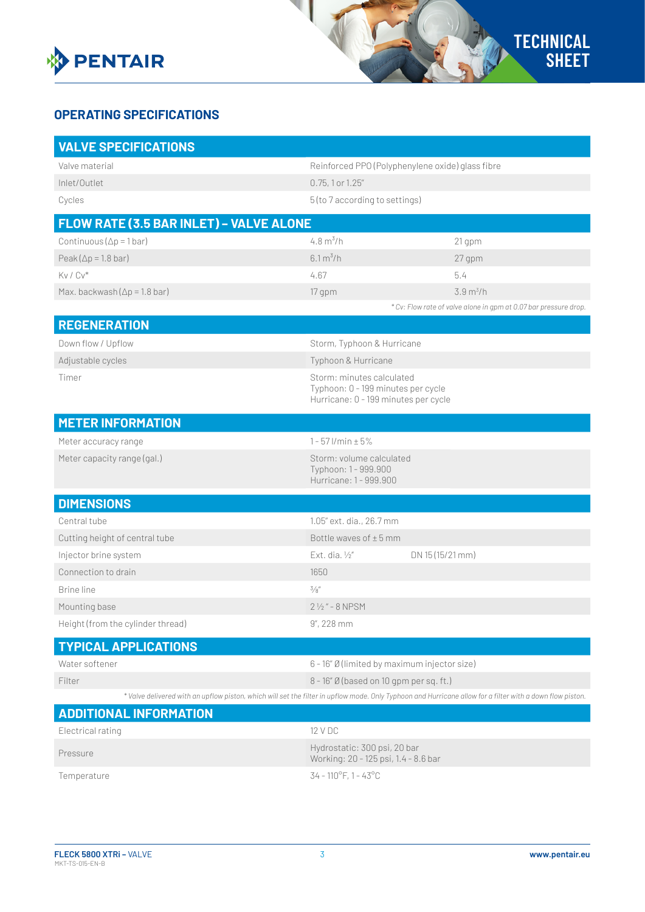## OPERATING SPECIFICATIONS

| VALVE SPECIFICATIONS | | |
|---|---|---|
| Valve material | Reinforced PPO (Polyphenylene oxide) glass fibre | |
| Inlet/Outlet | 0.75, 1 or 1.25" | |
| Cycles | 5 (to 7 according to settings) | |

| FLOW RATE (3.5 BAR INLET) – VALVE ALONE | | |
|---|---|---|
| Continuous (Δp = 1 bar) | 4.8 $m^3$/h | 21 gpm |
| Peak (Δp = 1.8 bar) | 6.1 $m^3$/h | 27 gpm |
| Kv / Cv* | 4.67 | 5.4 |
| Max. backwash (Δp = 1.8 bar) | 17 gpm | 3.9 $m^3$/h |

*\* Cv: Flow rate of valve alone in gpm at 0.07 bar pressure drop.*

| REGENERATION | |
|---|---|
| Down flow / Upflow | Storm, Typhoon & Hurricane |
| Adjustable cycles | Typhoon & Hurricane |
| Timer | Storm: minutes calculated<br>Typhoon: 0 - 199 minutes per cycle<br>Hurricane: 0 - 199 minutes per cycle |

| METER INFORMATION | |
|---|---|
| Meter accuracy range | 1 - 57 l/min ± 5% |
| Meter capacity range (gal.) | Storm: volume calculated<br>Typhoon: 1 - 999.900<br>Hurricane: 1 - 999.900 |

| DIMENSIONS | | |
|---|---|---|
| Central tube | 1.05" ext. dia., 26.7 mm | |
| Cutting height of central tube | Bottle waves of ± 5 mm | |
| Injector brine system | Ext. dia. ½" | DN 15 (15/21 mm) |
| Connection to drain | 1650 | |
| Brine line | ⅜" | |
| Mounting base | 2 ½ " - 8 NPSM | |
| Height (from the cylinder thread) | 9", 228 mm | |

| TYPICAL APPLICATIONS | |
|---|---|
| Water softener | 6 - 16" Ø (limited by maximum injector size) |
| Filter | 8 - 16" Ø (based on 10 gpm per sq. ft.) |

*\* Valve delivered with an upflow piston, which will set the filter in upflow mode. Only Typhoon and Hurricane allow for a filter with a down flow piston.*

| ADDITIONAL INFORMATION | |
|---|---|
| Electrical rating | 12 V DC |
| Pressure | Hydrostatic: 300 psi, 20 bar<br>Working: 20 - 125 psi, 1.4 - 8.6 bar |
| Temperature | 34 - 110°F, 1 - 43°C |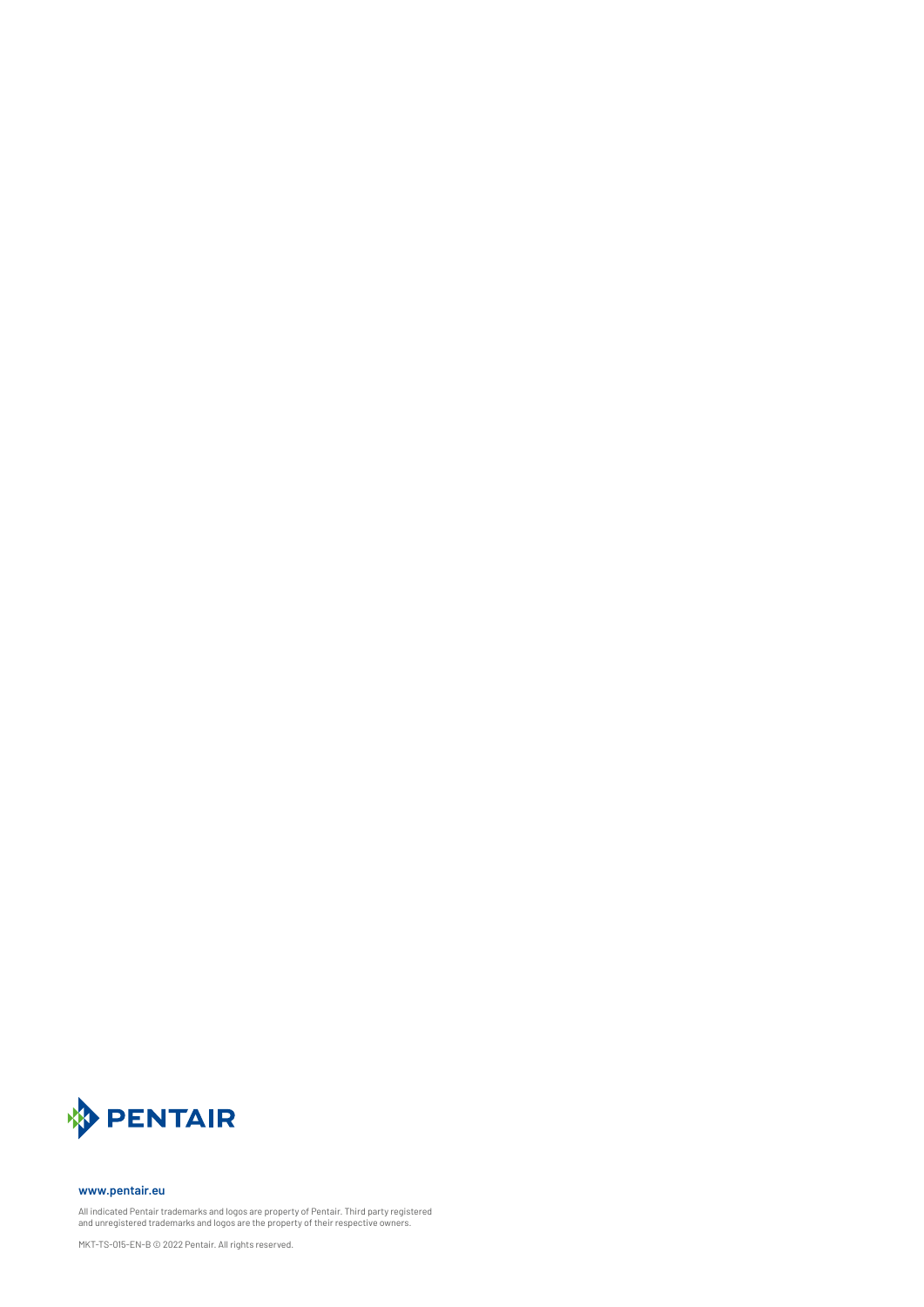PENTAIR

**www.pentair.eu**

All indicated Pentair trademarks and logos are property of Pentair. Third party registered and unregistered trademarks and logos are the property of their respective owners.

MKT-TS-015-EN-B © 2022 Pentair. All rights reserved.